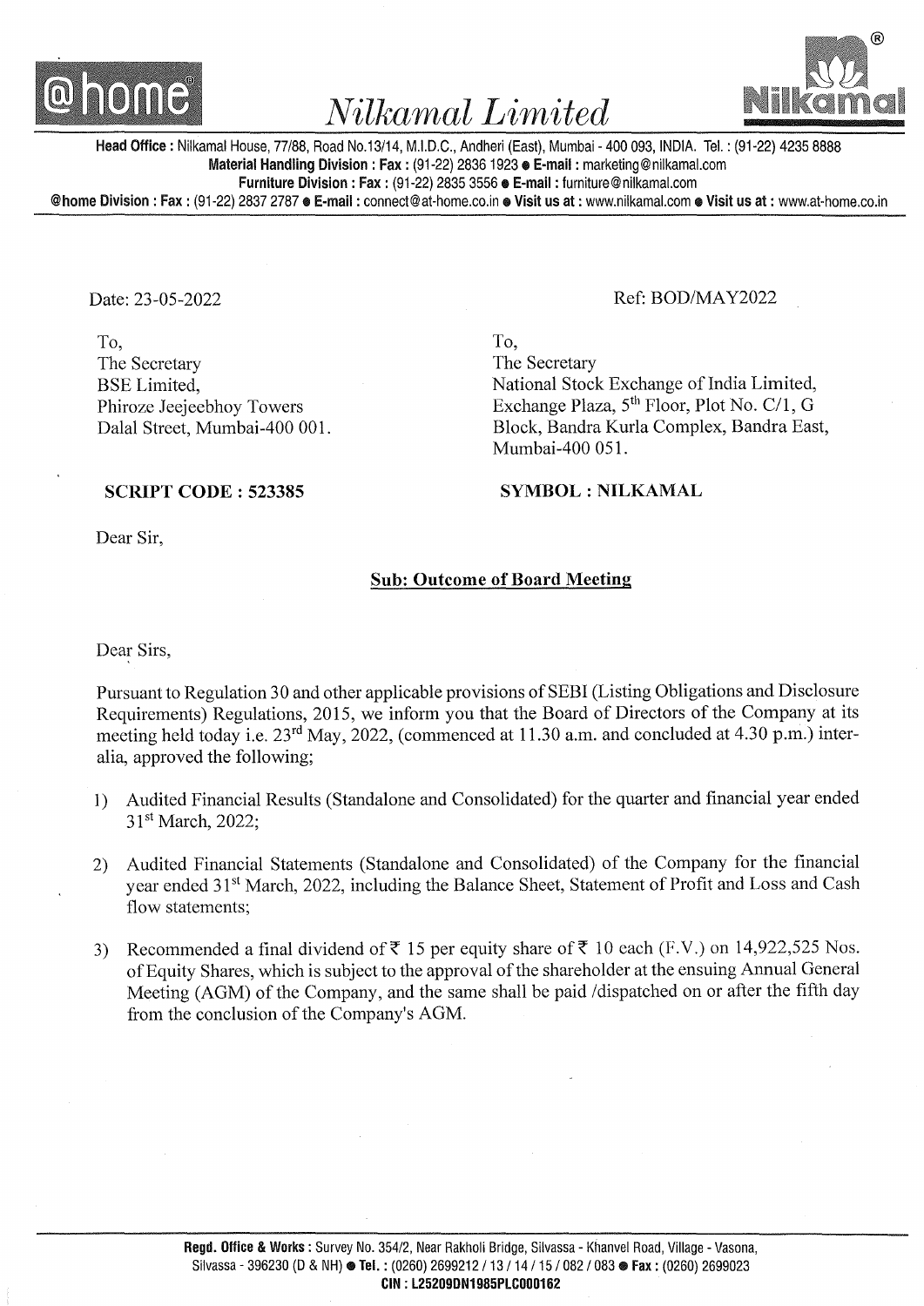# Nilkamal Limited

**Head Office :** Nilkamal House, 77/88, Road No.13/14, M.I.D.C., Andheri (East), Mumbai - 400 093, INDIA. Tel. : (91-22) 4235 8888
**Material Handling Division : Fax :** (91-22) 2836 1923 ● **E-mail :** marketing@nilkamal.com
**Furniture Division : Fax :** (91-22) 2835 3556 ● **E-mail :** furniture@nilkamal.com
**@home Division : Fax :** (91-22) 2837 2787 ● **E-mail :** connect@at-home.co.in ● **Visit us at :** www.nilkamal.com ● **Visit us at :** www.at-home.co.in

Date: 23-05-2022

Ref: BOD/MAY2022

To,
The Secretary
BSE Limited,
Phiroze Jeejeebhoy Towers
Dalal Street, Mumbai-400 001.

**SCRIPT CODE : 523385**

To,
The Secretary
National Stock Exchange of India Limited,
Exchange Plaza, 5th Floor, Plot No. C/1, G Block, Bandra Kurla Complex, Bandra East,
Mumbai-400 051.

**SYMBOL : NILKAMAL**

Dear Sir,

**Sub: Outcome of Board Meeting**

Dear Sirs,

Pursuant to Regulation 30 and other applicable provisions of SEBI (Listing Obligations and Disclosure Requirements) Regulations, 2015, we inform you that the Board of Directors of the Company at its meeting held today i.e. 23rd May, 2022, (commenced at 11.30 a.m. and concluded at 4.30 p.m.) inter-alia, approved the following;

1) Audited Financial Results (Standalone and Consolidated) for the quarter and financial year ended 31st March, 2022;

2) Audited Financial Statements (Standalone and Consolidated) of the Company for the financial year ended 31st March, 2022, including the Balance Sheet, Statement of Profit and Loss and Cash flow statements;

3) Recommended a final dividend of ₹ 15 per equity share of ₹ 10 each (F.V.) on 14,922,525 Nos. of Equity Shares, which is subject to the approval of the shareholder at the ensuing Annual General Meeting (AGM) of the Company, and the same shall be paid /dispatched on or after the fifth day from the conclusion of the Company's AGM.

**Regd. Office & Works :** Survey No. 354/2, Near Rakholi Bridge, Silvassa - Khanvel Road, Village - Vasona, Silvassa - 396230 (D & NH) ● **Tel. :** (0260) 2699212 / 13 / 14 / 15 / 082 / 083 ● **Fax :** (0260) 2699023
**CIN : L25209DN1985PLC000162**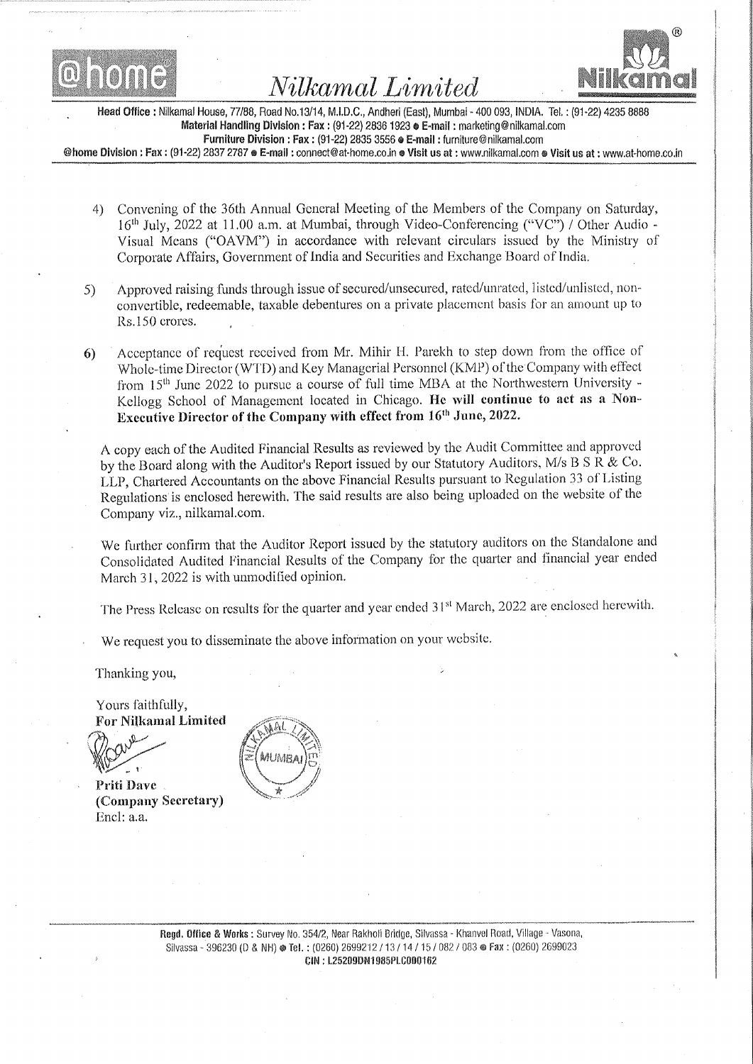4) Convening of the 36th Annual General Meeting of the Members of the Company on Saturday, 16th July, 2022 at 11.00 a.m. at Mumbai, through Video-Conferencing ("VC") / Other Audio - Visual Means ("OAVM") in accordance with relevant circulars issued by the Ministry of Corporate Affairs, Government of India and Securities and Exchange Board of India.

5) Approved raising funds through issue of secured/unsecured, rated/unrated, listed/unlisted, non-convertible, redeemable, taxable debentures on a private placement basis for an amount up to Rs.150 crores.

6) Acceptance of request received from Mr. Mihir H. Parekh to step down from the office of Whole-time Director (WTD) and Key Managerial Personnel (KMP) of the Company with effect from 15th June 2022 to pursue a course of full time MBA at the Northwestern University - Kellogg School of Management located in Chicago. **He will continue to act as a Non-Executive Director of the Company with effect from 16th June, 2022.**

A copy each of the Audited Financial Results as reviewed by the Audit Committee and approved by the Board along with the Auditor's Report issued by our Statutory Auditors, M/s B S R & Co. LLP, Chartered Accountants on the above Financial Results pursuant to Regulation 33 of Listing Regulations is enclosed herewith. The said results are also being uploaded on the website of the Company viz., nilkamal.com.

We further confirm that the Auditor Report issued by the statutory auditors on the Standalone and Consolidated Audited Financial Results of the Company for the quarter and financial year ended March 31, 2022 is with unmodified opinion.

The Press Release on results for the quarter and year ended 31st March, 2022 are enclosed herewith.

We request you to disseminate the above information on your website.

Thanking you,

Yours faithfully,
**For Nilkamal Limited**

**Priti Dave**
**(Company Secretary)**
Encl: a.a.